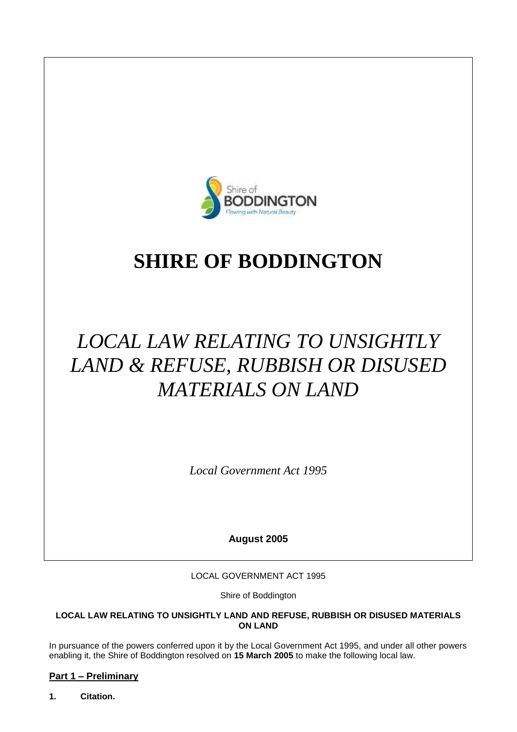Shire of
BODDINGTON
Flowing with Natural Beauty

# SHIRE OF BODDINGTON

## *LOCAL LAW RELATING TO UNSIGHTLY LAND & REFUSE, RUBBISH OR DISUSED MATERIALS ON LAND*

*Local Government Act 1995*

**August 2005**

LOCAL GOVERNMENT ACT 1995

Shire of Boddington

**LOCAL LAW RELATING TO UNSIGHTLY LAND AND REFUSE, RUBBISH OR DISUSED MATERIALS ON LAND**

In pursuance of the powers conferred upon it by the Local Government Act 1995, and under all other powers enabling it, the Shire of Boddington resolved on **15 March 2005** to make the following local law.

**Part 1 – Preliminary**

**1. Citation.**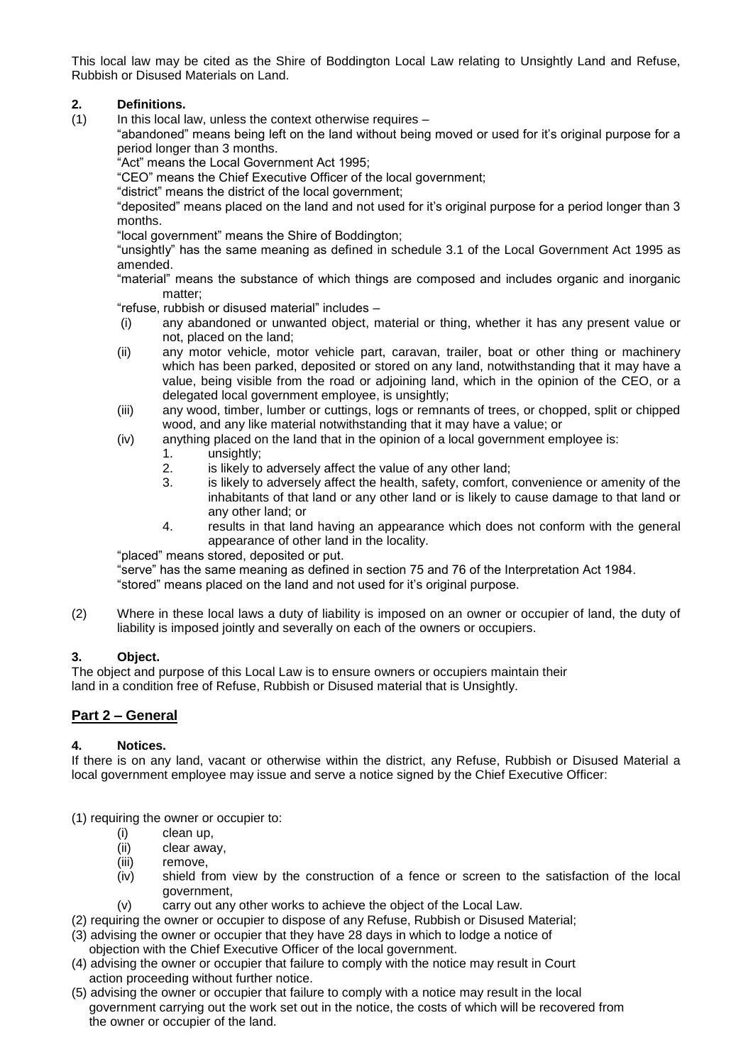This local law may be cited as the Shire of Boddington Local Law relating to Unsightly Land and Refuse, Rubbish or Disused Materials on Land.

### 2. Definitions.

(1) In this local law, unless the context otherwise requires –

"abandoned" means being left on the land without being moved or used for it's original purpose for a period longer than 3 months.

"Act" means the Local Government Act 1995;

"CEO" means the Chief Executive Officer of the local government;

"district" means the district of the local government;

"deposited" means placed on the land and not used for it's original purpose for a period longer than 3 months.

"local government" means the Shire of Boddington;

"unsightly" has the same meaning as defined in schedule 3.1 of the Local Government Act 1995 as amended.

"material" means the substance of which things are composed and includes organic and inorganic matter;

"refuse, rubbish or disused material" includes –

- (i) any abandoned or unwanted object, material or thing, whether it has any present value or not, placed on the land;
- (ii) any motor vehicle, motor vehicle part, caravan, trailer, boat or other thing or machinery which has been parked, deposited or stored on any land, notwithstanding that it may have a value, being visible from the road or adjoining land, which in the opinion of the CEO, or a delegated local government employee, is unsightly;
- (iii) any wood, timber, lumber or cuttings, logs or remnants of trees, or chopped, split or chipped wood, and any like material notwithstanding that it may have a value; or
- (iv) anything placed on the land that in the opinion of a local government employee is:
  1. unsightly;
  2. is likely to adversely affect the value of any other land;
  3. is likely to adversely affect the health, safety, comfort, convenience or amenity of the inhabitants of that land or any other land or is likely to cause damage to that land or any other land; or
  4. results in that land having an appearance which does not conform with the general appearance of other land in the locality.

"placed" means stored, deposited or put.

"serve" has the same meaning as defined in section 75 and 76 of the Interpretation Act 1984.

"stored" means placed on the land and not used for it's original purpose.

(2) Where in these local laws a duty of liability is imposed on an owner or occupier of land, the duty of liability is imposed jointly and severally on each of the owners or occupiers.

### 3. Object.

The object and purpose of this Local Law is to ensure owners or occupiers maintain their land in a condition free of Refuse, Rubbish or Disused material that is Unsightly.

## Part 2 – General

### 4. Notices.

If there is on any land, vacant or otherwise within the district, any Refuse, Rubbish or Disused Material a local government employee may issue and serve a notice signed by the Chief Executive Officer:

(1) requiring the owner or occupier to:

- (i) clean up,
- (ii) clear away,
- (iii) remove,
- (iv) shield from view by the construction of a fence or screen to the satisfaction of the local government,
- (v) carry out any other works to achieve the object of the Local Law.

(2) requiring the owner or occupier to dispose of any Refuse, Rubbish or Disused Material;

(3) advising the owner or occupier that they have 28 days in which to lodge a notice of objection with the Chief Executive Officer of the local government.

(4) advising the owner or occupier that failure to comply with the notice may result in Court action proceeding without further notice.

(5) advising the owner or occupier that failure to comply with a notice may result in the local government carrying out the work set out in the notice, the costs of which will be recovered from the owner or occupier of the land.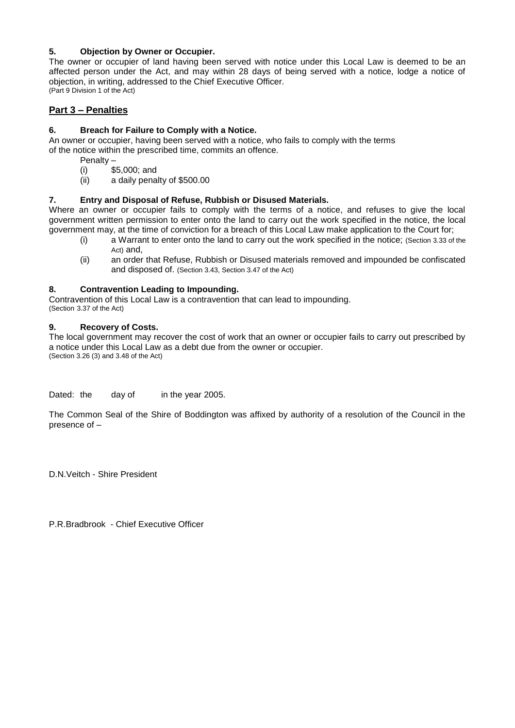**5. Objection by Owner or Occupier.**

The owner or occupier of land having been served with notice under this Local Law is deemed to be an affected person under the Act, and may within 28 days of being served with a notice, lodge a notice of objection, in writing, addressed to the Chief Executive Officer.
(Part 9 Division 1 of the Act)

## Part 3 – Penalties

**6. Breach for Failure to Comply with a Notice.**

An owner or occupier, having been served with a notice, who fails to comply with the terms of the notice within the prescribed time, commits an offence.

Penalty –

(i) $5,000; and

(ii) a daily penalty of $500.00

**7. Entry and Disposal of Refuse, Rubbish or Disused Materials.**

Where an owner or occupier fails to comply with the terms of a notice, and refuses to give the local government written permission to enter onto the land to carry out the work specified in the notice, the local government may, at the time of conviction for a breach of this Local Law make application to the Court for;

(i) a Warrant to enter onto the land to carry out the work specified in the notice; (Section 3.33 of the Act) and,

(ii) an order that Refuse, Rubbish or Disused materials removed and impounded be confiscated and disposed of. (Section 3.43, Section 3.47 of the Act)

**8. Contravention Leading to Impounding.**

Contravention of this Local Law is a contravention that can lead to impounding.
(Section 3.37 of the Act)

**9. Recovery of Costs.**

The local government may recover the cost of work that an owner or occupier fails to carry out prescribed by a notice under this Local Law as a debt due from the owner or occupier.
(Section 3.26 (3) and 3.48 of the Act)

Dated: the day of in the year 2005.

The Common Seal of the Shire of Boddington was affixed by authority of a resolution of the Council in the presence of –

D.N.Veitch - Shire President

P.R.Bradbrook - Chief Executive Officer